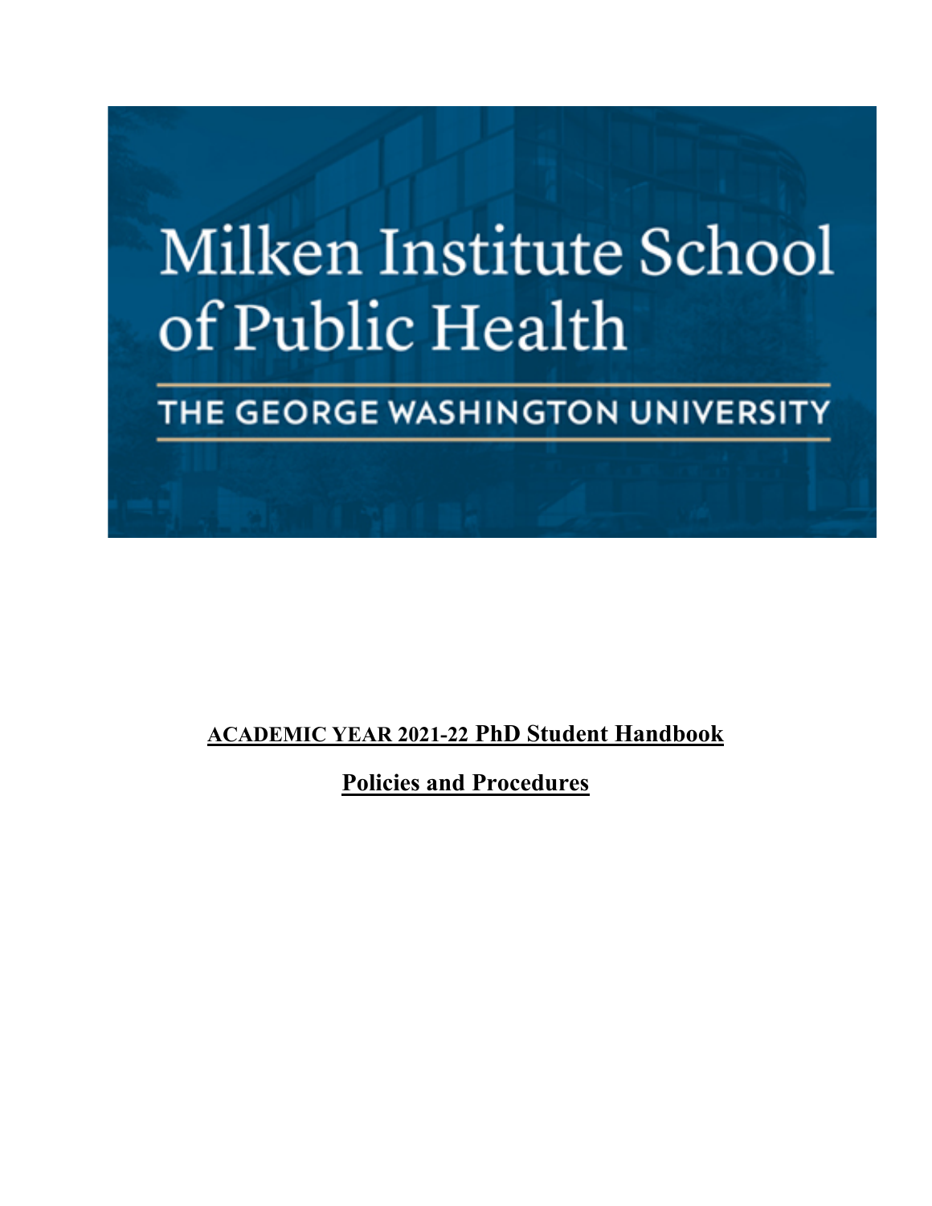Milken Institute School of Public Health

THE GEORGE WASHINGTON UNIVERSITY

**ACADEMIC YEAR 2021-22 PhD Student Handbook**

**Policies and Procedures**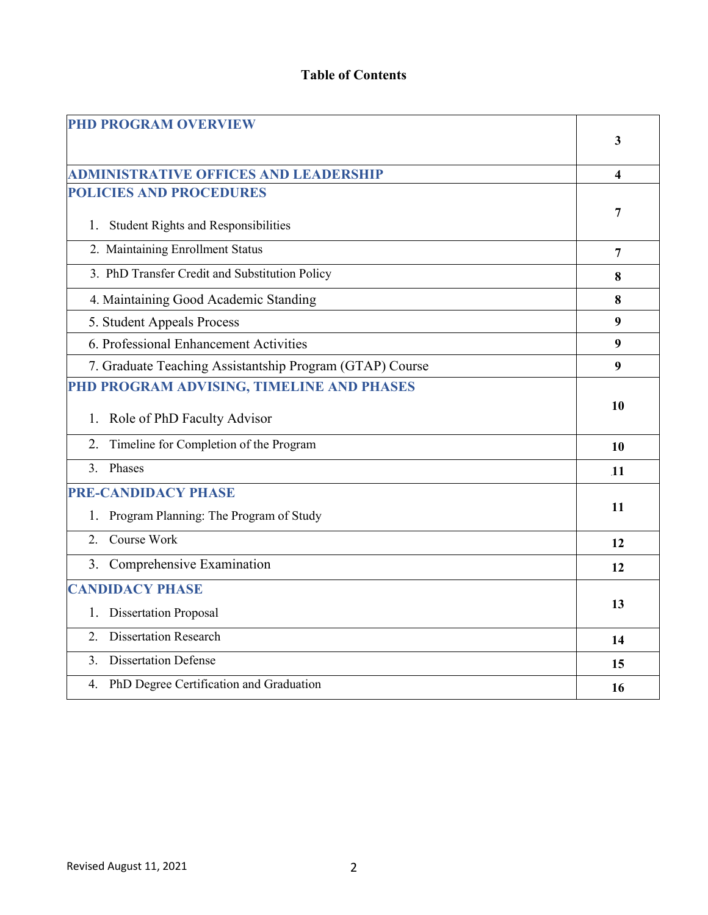# Table of Contents

| | |
|---|---|
| **PHD PROGRAM OVERVIEW** | **3** |
| **ADMINISTRATIVE OFFICES AND LEADERSHIP** | **4** |
| **POLICIES AND PROCEDURES** 1. Student Rights and Responsibilities | **7** |
| 2. Maintaining Enrollment Status | **7** |
| 3. PhD Transfer Credit and Substitution Policy | **8** |
| 4. Maintaining Good Academic Standing | **8** |
| 5. Student Appeals Process | **9** |
| 6. Professional Enhancement Activities | **9** |
| 7. Graduate Teaching Assistantship Program (GTAP) Course | **9** |
| **PHD PROGRAM ADVISING, TIMELINE AND PHASES** 1. Role of PhD Faculty Advisor | **10** |
| 2. Timeline for Completion of the Program | **10** |
| 3. Phases | **11** |
| **PRE-CANDIDACY PHASE** 1. Program Planning: The Program of Study | **11** |
| 2. Course Work | **12** |
| 3. Comprehensive Examination | **12** |
| **CANDIDACY PHASE** 1. Dissertation Proposal | **13** |
| 2. Dissertation Research | **14** |
| 3. Dissertation Defense | **15** |
| 4. PhD Degree Certification and Graduation | **16** |

Revised August 11, 2021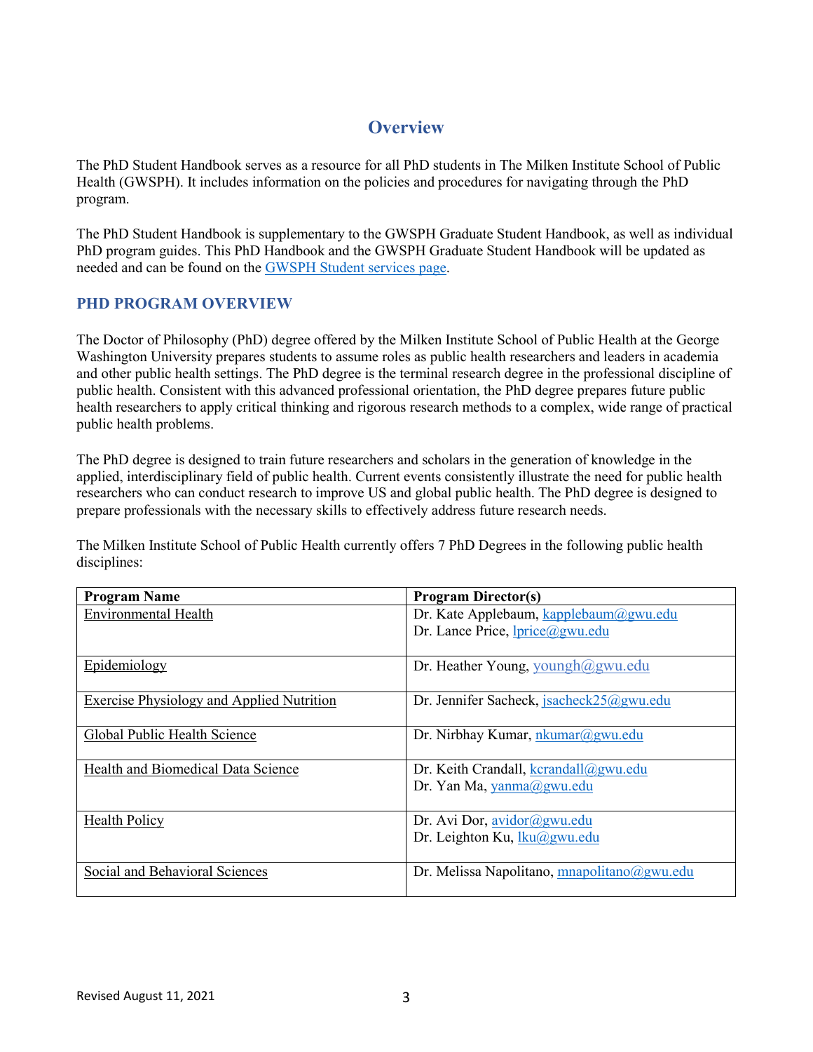# Overview

The PhD Student Handbook serves as a resource for all PhD students in The Milken Institute School of Public Health (GWSPH). It includes information on the policies and procedures for navigating through the PhD program.

The PhD Student Handbook is supplementary to the GWSPH Graduate Student Handbook, as well as individual PhD program guides. This PhD Handbook and the GWSPH Graduate Student Handbook will be updated as needed and can be found on the GWSPH Student services page.

## PHD PROGRAM OVERVIEW

The Doctor of Philosophy (PhD) degree offered by the Milken Institute School of Public Health at the George Washington University prepares students to assume roles as public health researchers and leaders in academia and other public health settings. The PhD degree is the terminal research degree in the professional discipline of public health. Consistent with this advanced professional orientation, the PhD degree prepares future public health researchers to apply critical thinking and rigorous research methods to a complex, wide range of practical public health problems.

The PhD degree is designed to train future researchers and scholars in the generation of knowledge in the applied, interdisciplinary field of public health. Current events consistently illustrate the need for public health researchers who can conduct research to improve US and global public health. The PhD degree is designed to prepare professionals with the necessary skills to effectively address future research needs.

The Milken Institute School of Public Health currently offers 7 PhD Degrees in the following public health disciplines:

| Program Name | Program Director(s) |
|---|---|
| Environmental Health | Dr. Kate Applebaum, kapplebaum@gwu.edu<br>Dr. Lance Price, lprice@gwu.edu |
| Epidemiology | Dr. Heather Young, youngh@gwu.edu |
| Exercise Physiology and Applied Nutrition | Dr. Jennifer Sacheck, jsacheck25@gwu.edu |
| Global Public Health Science | Dr. Nirbhay Kumar, nkumar@gwu.edu |
| Health and Biomedical Data Science | Dr. Keith Crandall, kcrandall@gwu.edu<br>Dr. Yan Ma, yanma@gwu.edu |
| Health Policy | Dr. Avi Dor, avidor@gwu.edu<br>Dr. Leighton Ku, lku@gwu.edu |
| Social and Behavioral Sciences | Dr. Melissa Napolitano, mnapolitano@gwu.edu |

Revised August 11, 2021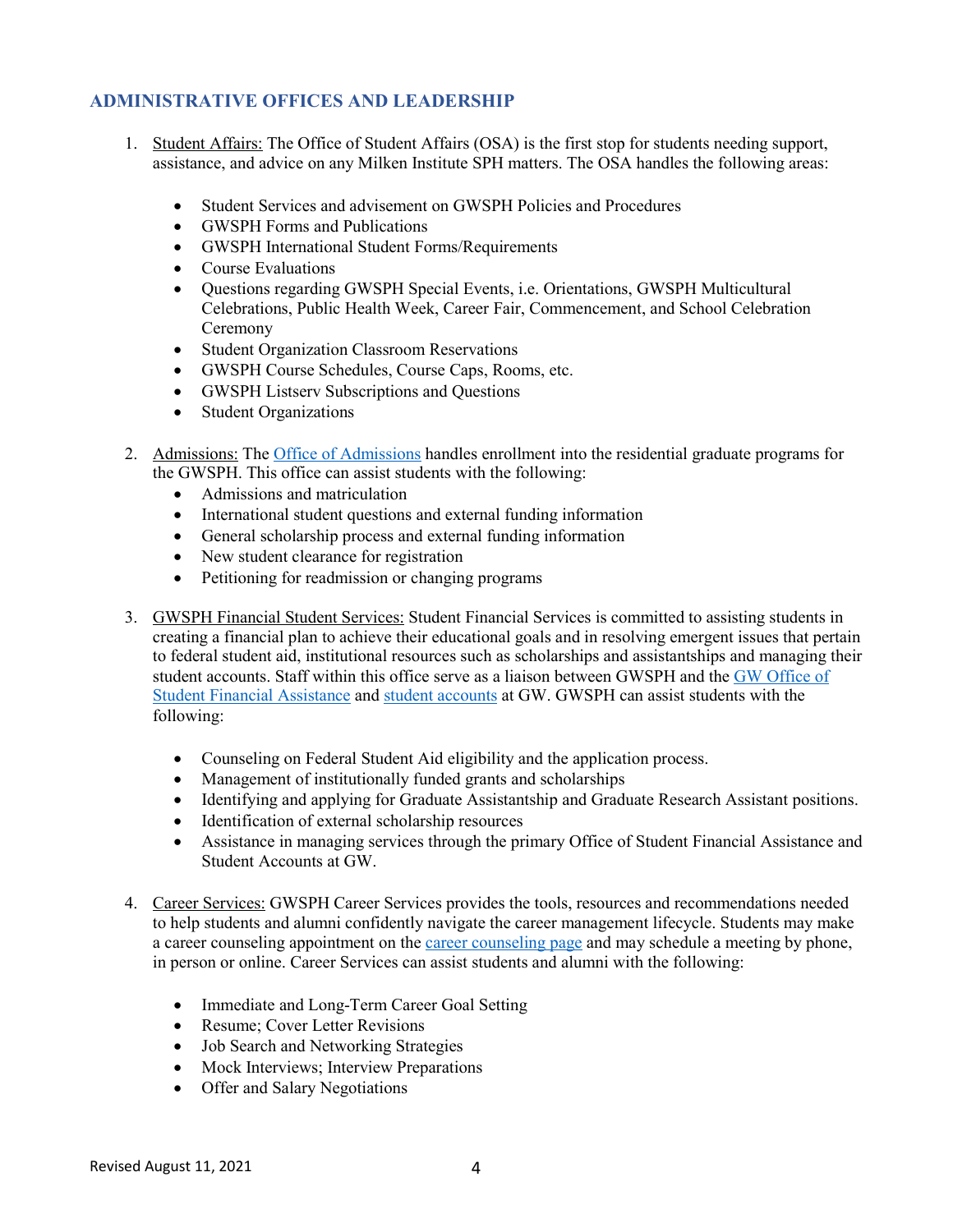## ADMINISTRATIVE OFFICES AND LEADERSHIP

1. Student Affairs: The Office of Student Affairs (OSA) is the first stop for students needing support, assistance, and advice on any Milken Institute SPH matters. The OSA handles the following areas:

    - Student Services and advisement on GWSPH Policies and Procedures
    - GWSPH Forms and Publications
    - GWSPH International Student Forms/Requirements
    - Course Evaluations
    - Questions regarding GWSPH Special Events, i.e. Orientations, GWSPH Multicultural Celebrations, Public Health Week, Career Fair, Commencement, and School Celebration Ceremony
    - Student Organization Classroom Reservations
    - GWSPH Course Schedules, Course Caps, Rooms, etc.
    - GWSPH Listserv Subscriptions and Questions
    - Student Organizations

2. Admissions: The Office of Admissions handles enrollment into the residential graduate programs for the GWSPH. This office can assist students with the following:
    - Admissions and matriculation
    - International student questions and external funding information
    - General scholarship process and external funding information
    - New student clearance for registration
    - Petitioning for readmission or changing programs

3. GWSPH Financial Student Services: Student Financial Services is committed to assisting students in creating a financial plan to achieve their educational goals and in resolving emergent issues that pertain to federal student aid, institutional resources such as scholarships and assistantships and managing their student accounts. Staff within this office serve as a liaison between GWSPH and the GW Office of Student Financial Assistance and student accounts at GW. GWSPH can assist students with the following:

    - Counseling on Federal Student Aid eligibility and the application process.
    - Management of institutionally funded grants and scholarships
    - Identifying and applying for Graduate Assistantship and Graduate Research Assistant positions.
    - Identification of external scholarship resources
    - Assistance in managing services through the primary Office of Student Financial Assistance and Student Accounts at GW.

4. Career Services: GWSPH Career Services provides the tools, resources and recommendations needed to help students and alumni confidently navigate the career management lifecycle. Students may make a career counseling appointment on the career counseling page and may schedule a meeting by phone, in person or online. Career Services can assist students and alumni with the following:

    - Immediate and Long-Term Career Goal Setting
    - Resume; Cover Letter Revisions
    - Job Search and Networking Strategies
    - Mock Interviews; Interview Preparations
    - Offer and Salary Negotiations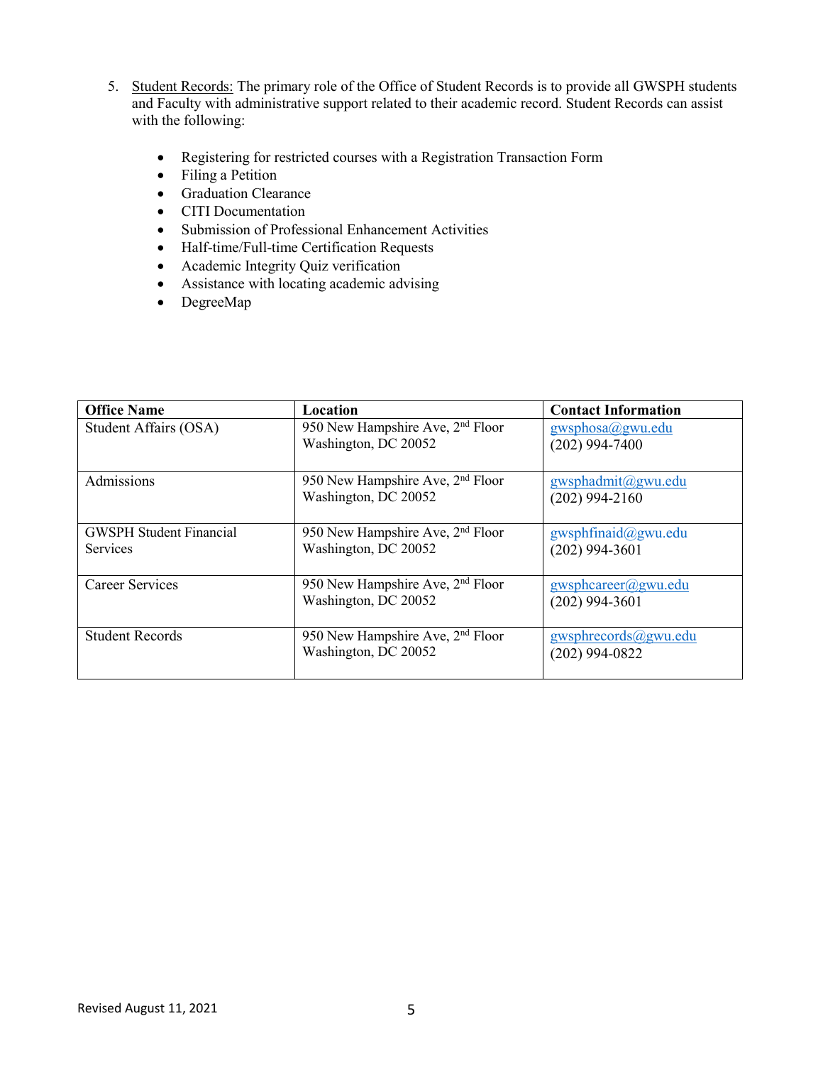5. Student Records: The primary role of the Office of Student Records is to provide all GWSPH students and Faculty with administrative support related to their academic record. Student Records can assist with the following:

    - Registering for restricted courses with a Registration Transaction Form
    - Filing a Petition
    - Graduation Clearance
    - CITI Documentation
    - Submission of Professional Enhancement Activities
    - Half-time/Full-time Certification Requests
    - Academic Integrity Quiz verification
    - Assistance with locating academic advising
    - DegreeMap

| Office Name | Location | Contact Information |
| --- | --- | --- |
| Student Affairs (OSA) | 950 New Hampshire Ave, 2nd Floor<br>Washington, DC 20052 | gwsphosa@gwu.edu<br>(202) 994-7400 |
| Admissions | 950 New Hampshire Ave, 2nd Floor<br>Washington, DC 20052 | gwsphadmit@gwu.edu<br>(202) 994-2160 |
| GWSPH Student Financial Services | 950 New Hampshire Ave, 2nd Floor<br>Washington, DC 20052 | gwsphfinaid@gwu.edu<br>(202) 994-3601 |
| Career Services | 950 New Hampshire Ave, 2nd Floor<br>Washington, DC 20052 | gwsphcareer@gwu.edu<br>(202) 994-3601 |
| Student Records | 950 New Hampshire Ave, 2nd Floor<br>Washington, DC 20052 | gwsphrecords@gwu.edu<br>(202) 994-0822 |

Revised August 11, 2021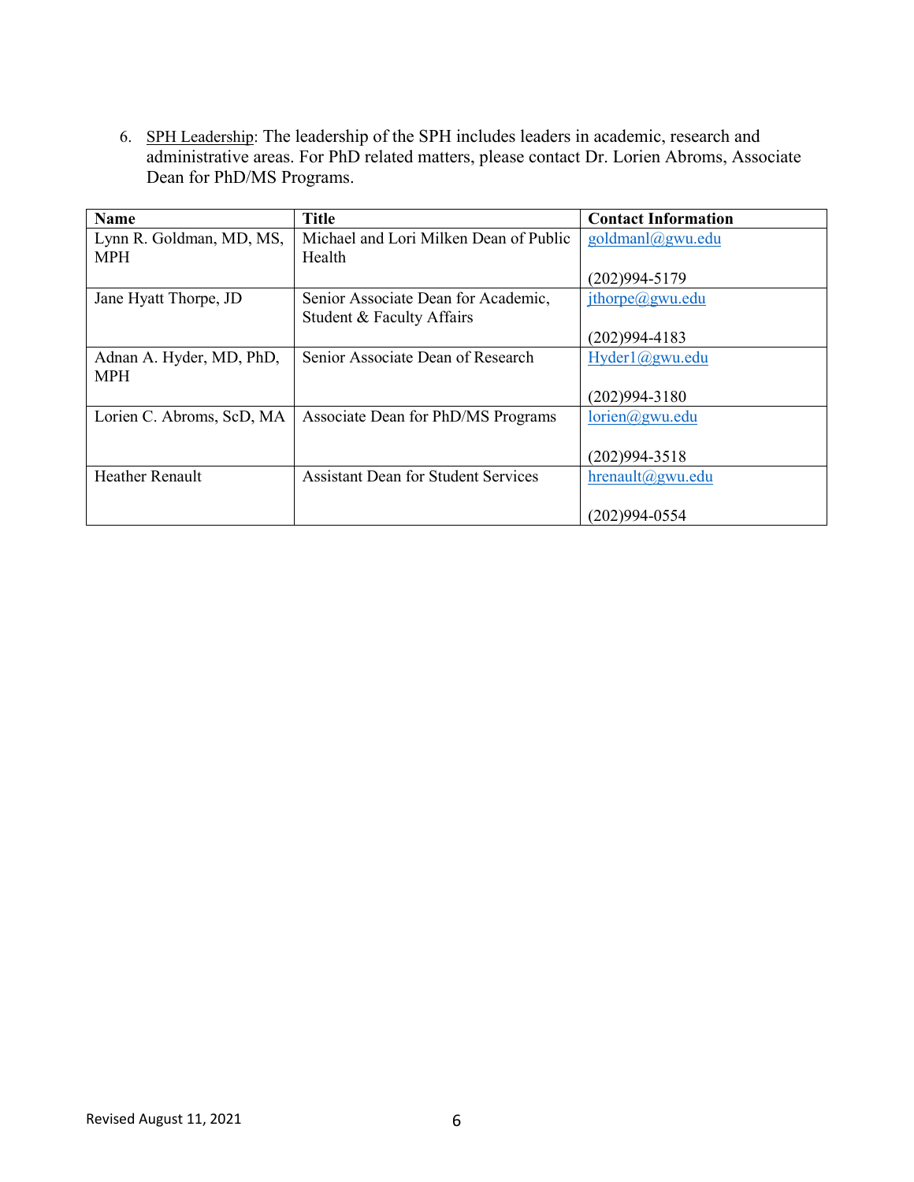6. SPH Leadership: The leadership of the SPH includes leaders in academic, research and administrative areas. For PhD related matters, please contact Dr. Lorien Abroms, Associate Dean for PhD/MS Programs.

| Name | Title | Contact Information |
|---|---|---|
| Lynn R. Goldman, MD, MS, MPH | Michael and Lori Milken Dean of Public Health | goldmanl@gwu.edu (202)994-5179 |
| Jane Hyatt Thorpe, JD | Senior Associate Dean for Academic, Student & Faculty Affairs | jthorpe@gwu.edu (202)994-4183 |
| Adnan A. Hyder, MD, PhD, MPH | Senior Associate Dean of Research | Hyder1@gwu.edu (202)994-3180 |
| Lorien C. Abroms, ScD, MA | Associate Dean for PhD/MS Programs | lorien@gwu.edu (202)994-3518 |
| Heather Renault | Assistant Dean for Student Services | hrenault@gwu.edu (202)994-0554 |

Revised August 11, 2021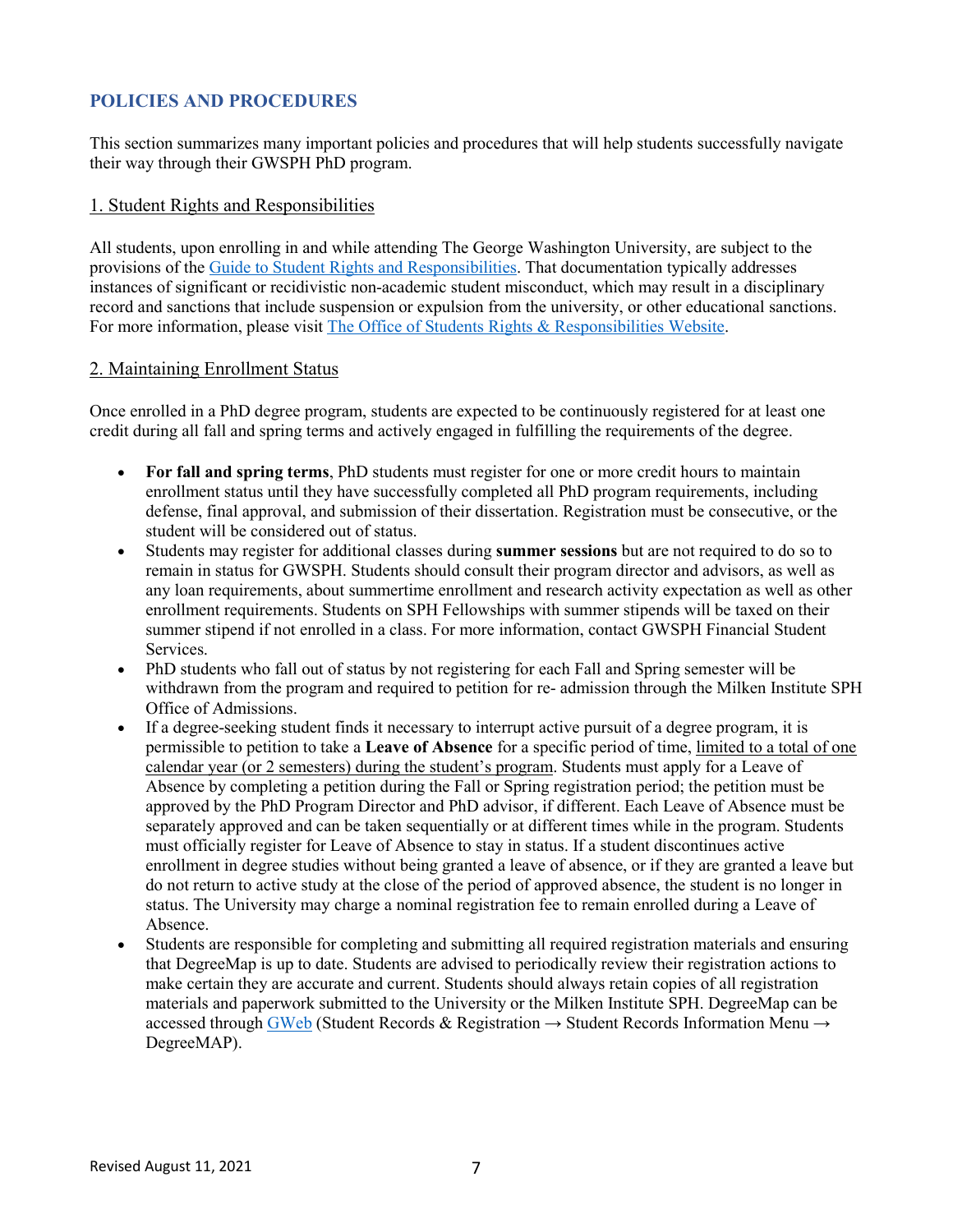## POLICIES AND PROCEDURES

This section summarizes many important policies and procedures that will help students successfully navigate their way through their GWSPH PhD program.

### 1. Student Rights and Responsibilities

All students, upon enrolling in and while attending The George Washington University, are subject to the provisions of the [Guide to Student Rights and Responsibilities](). That documentation typically addresses instances of significant or recidivistic non-academic student misconduct, which may result in a disciplinary record and sanctions that include suspension or expulsion from the university, or other educational sanctions. For more information, please visit [The Office of Students Rights & Responsibilities Website]().

### 2. Maintaining Enrollment Status

Once enrolled in a PhD degree program, students are expected to be continuously registered for at least one credit during all fall and spring terms and actively engaged in fulfilling the requirements of the degree.

- **For fall and spring terms**, PhD students must register for one or more credit hours to maintain enrollment status until they have successfully completed all PhD program requirements, including defense, final approval, and submission of their dissertation. Registration must be consecutive, or the student will be considered out of status.
- Students may register for additional classes during **summer sessions** but are not required to do so to remain in status for GWSPH. Students should consult their program director and advisors, as well as any loan requirements, about summertime enrollment and research activity expectation as well as other enrollment requirements. Students on SPH Fellowships with summer stipends will be taxed on their summer stipend if not enrolled in a class. For more information, contact GWSPH Financial Student Services.
- PhD students who fall out of status by not registering for each Fall and Spring semester will be withdrawn from the program and required to petition for re- admission through the Milken Institute SPH Office of Admissions.
- If a degree-seeking student finds it necessary to interrupt active pursuit of a degree program, it is permissible to petition to take a **Leave of Absence** for a specific period of time, <u>limited to a total of one calendar year (or 2 semesters) during the student's program</u>. Students must apply for a Leave of Absence by completing a petition during the Fall or Spring registration period; the petition must be approved by the PhD Program Director and PhD advisor, if different. Each Leave of Absence must be separately approved and can be taken sequentially or at different times while in the program. Students must officially register for Leave of Absence to stay in status. If a student discontinues active enrollment in degree studies without being granted a leave of absence, or if they are granted a leave but do not return to active study at the close of the period of approved absence, the student is no longer in status. The University may charge a nominal registration fee to remain enrolled during a Leave of Absence.
- Students are responsible for completing and submitting all required registration materials and ensuring that DegreeMap is up to date. Students are advised to periodically review their registration actions to make certain they are accurate and current. Students should always retain copies of all registration materials and paperwork submitted to the University or the Milken Institute SPH. DegreeMap can be accessed through [GWeb]() (Student Records & Registration → Student Records Information Menu → DegreeMAP).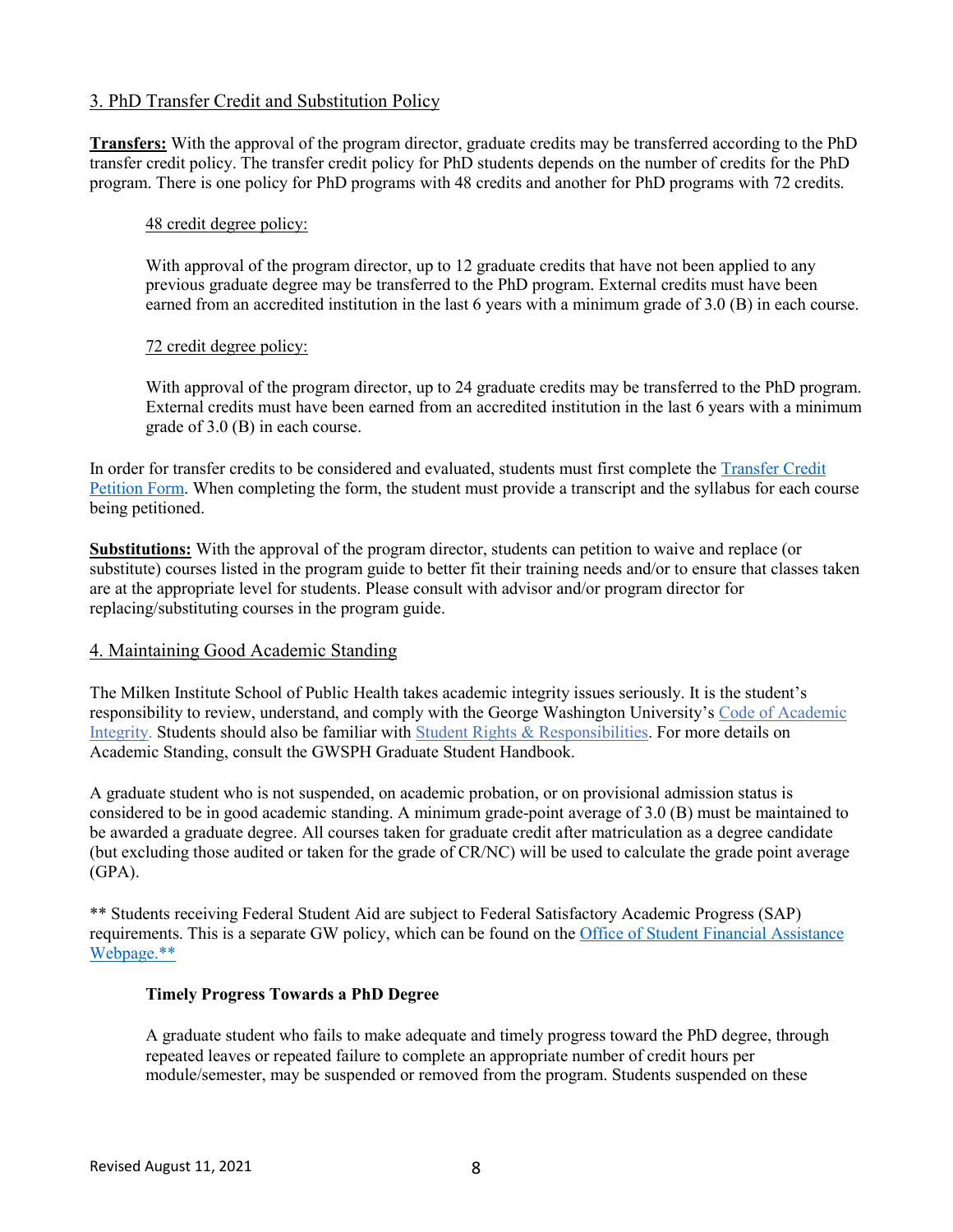## 3. PhD Transfer Credit and Substitution Policy

**Transfers:** With the approval of the program director, graduate credits may be transferred according to the PhD transfer credit policy. The transfer credit policy for PhD students depends on the number of credits for the PhD program. There is one policy for PhD programs with 48 credits and another for PhD programs with 72 credits.

### 48 credit degree policy:

With approval of the program director, up to 12 graduate credits that have not been applied to any previous graduate degree may be transferred to the PhD program. External credits must have been earned from an accredited institution in the last 6 years with a minimum grade of 3.0 (B) in each course.

### 72 credit degree policy:

With approval of the program director, up to 24 graduate credits may be transferred to the PhD program. External credits must have been earned from an accredited institution in the last 6 years with a minimum grade of 3.0 (B) in each course.

In order for transfer credits to be considered and evaluated, students must first complete the Transfer Credit Petition Form. When completing the form, the student must provide a transcript and the syllabus for each course being petitioned.

**Substitutions:** With the approval of the program director, students can petition to waive and replace (or substitute) courses listed in the program guide to better fit their training needs and/or to ensure that classes taken are at the appropriate level for students. Please consult with advisor and/or program director for replacing/substituting courses in the program guide.

## 4. Maintaining Good Academic Standing

The Milken Institute School of Public Health takes academic integrity issues seriously. It is the student's responsibility to review, understand, and comply with the George Washington University's Code of Academic Integrity. Students should also be familiar with Student Rights & Responsibilities. For more details on Academic Standing, consult the GWSPH Graduate Student Handbook.

A graduate student who is not suspended, on academic probation, or on provisional admission status is considered to be in good academic standing. A minimum grade-point average of 3.0 (B) must be maintained to be awarded a graduate degree. All courses taken for graduate credit after matriculation as a degree candidate (but excluding those audited or taken for the grade of CR/NC) will be used to calculate the grade point average (GPA).

** Students receiving Federal Student Aid are subject to Federal Satisfactory Academic Progress (SAP) requirements. This is a separate GW policy, which can be found on the Office of Student Financial Assistance Webpage.**

### Timely Progress Towards a PhD Degree

A graduate student who fails to make adequate and timely progress toward the PhD degree, through repeated leaves or repeated failure to complete an appropriate number of credit hours per module/semester, may be suspended or removed from the program. Students suspended on these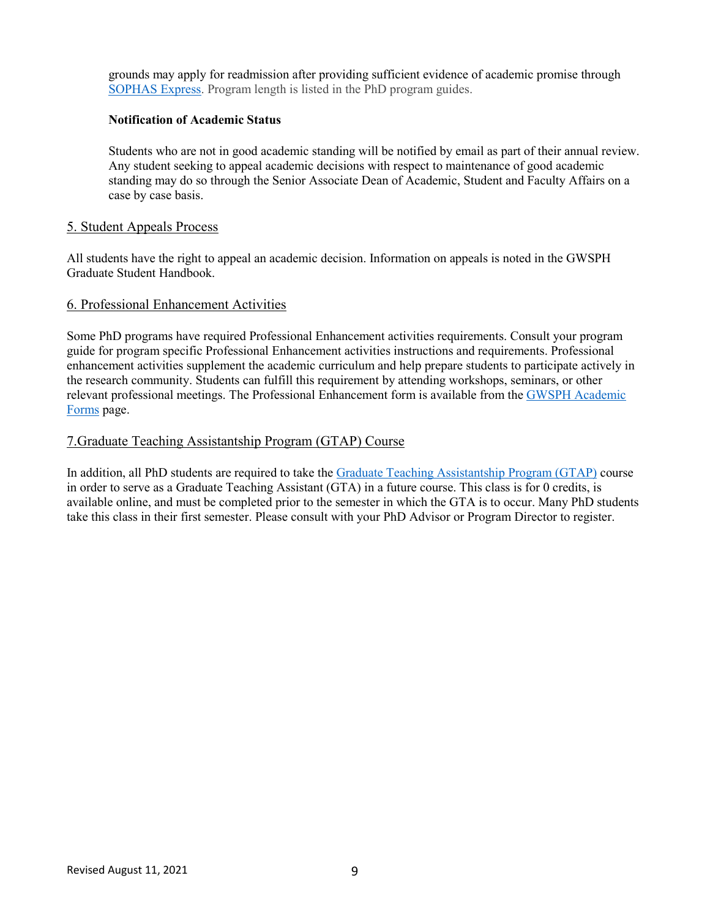grounds may apply for readmission after providing sufficient evidence of academic promise through SOPHAS Express. Program length is listed in the PhD program guides.

**Notification of Academic Status**

Students who are not in good academic standing will be notified by email as part of their annual review. Any student seeking to appeal academic decisions with respect to maintenance of good academic standing may do so through the Senior Associate Dean of Academic, Student and Faculty Affairs on a case by case basis.

## 5. Student Appeals Process

All students have the right to appeal an academic decision. Information on appeals is noted in the GWSPH Graduate Student Handbook.

## 6. Professional Enhancement Activities

Some PhD programs have required Professional Enhancement activities requirements. Consult your program guide for program specific Professional Enhancement activities instructions and requirements. Professional enhancement activities supplement the academic curriculum and help prepare students to participate actively in the research community. Students can fulfill this requirement by attending workshops, seminars, or other relevant professional meetings. The Professional Enhancement form is available from the GWSPH Academic Forms page.

## 7.Graduate Teaching Assistantship Program (GTAP) Course

In addition, all PhD students are required to take the Graduate Teaching Assistantship Program (GTAP) course in order to serve as a Graduate Teaching Assistant (GTA) in a future course. This class is for 0 credits, is available online, and must be completed prior to the semester in which the GTA is to occur. Many PhD students take this class in their first semester. Please consult with your PhD Advisor or Program Director to register.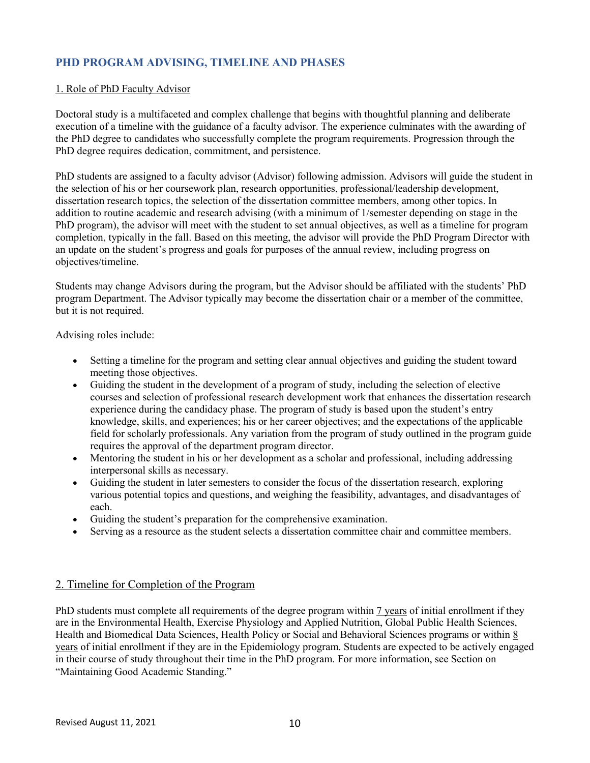## PHD PROGRAM ADVISING, TIMELINE AND PHASES

### 1. Role of PhD Faculty Advisor

Doctoral study is a multifaceted and complex challenge that begins with thoughtful planning and deliberate execution of a timeline with the guidance of a faculty advisor. The experience culminates with the awarding of the PhD degree to candidates who successfully complete the program requirements. Progression through the PhD degree requires dedication, commitment, and persistence.

PhD students are assigned to a faculty advisor (Advisor) following admission. Advisors will guide the student in the selection of his or her coursework plan, research opportunities, professional/leadership development, dissertation research topics, the selection of the dissertation committee members, among other topics. In addition to routine academic and research advising (with a minimum of 1/semester depending on stage in the PhD program), the advisor will meet with the student to set annual objectives, as well as a timeline for program completion, typically in the fall. Based on this meeting, the advisor will provide the PhD Program Director with an update on the student's progress and goals for purposes of the annual review, including progress on objectives/timeline.

Students may change Advisors during the program, but the Advisor should be affiliated with the students' PhD program Department. The Advisor typically may become the dissertation chair or a member of the committee, but it is not required.

Advising roles include:

- Setting a timeline for the program and setting clear annual objectives and guiding the student toward meeting those objectives.
- Guiding the student in the development of a program of study, including the selection of elective courses and selection of professional research development work that enhances the dissertation research experience during the candidacy phase. The program of study is based upon the student's entry knowledge, skills, and experiences; his or her career objectives; and the expectations of the applicable field for scholarly professionals. Any variation from the program of study outlined in the program guide requires the approval of the department program director.
- Mentoring the student in his or her development as a scholar and professional, including addressing interpersonal skills as necessary.
- Guiding the student in later semesters to consider the focus of the dissertation research, exploring various potential topics and questions, and weighing the feasibility, advantages, and disadvantages of each.
- Guiding the student's preparation for the comprehensive examination.
- Serving as a resource as the student selects a dissertation committee chair and committee members.

### 2. Timeline for Completion of the Program

PhD students must complete all requirements of the degree program within 7 years of initial enrollment if they are in the Environmental Health, Exercise Physiology and Applied Nutrition, Global Public Health Sciences, Health and Biomedical Data Sciences, Health Policy or Social and Behavioral Sciences programs or within 8 years of initial enrollment if they are in the Epidemiology program. Students are expected to be actively engaged in their course of study throughout their time in the PhD program. For more information, see Section on "Maintaining Good Academic Standing."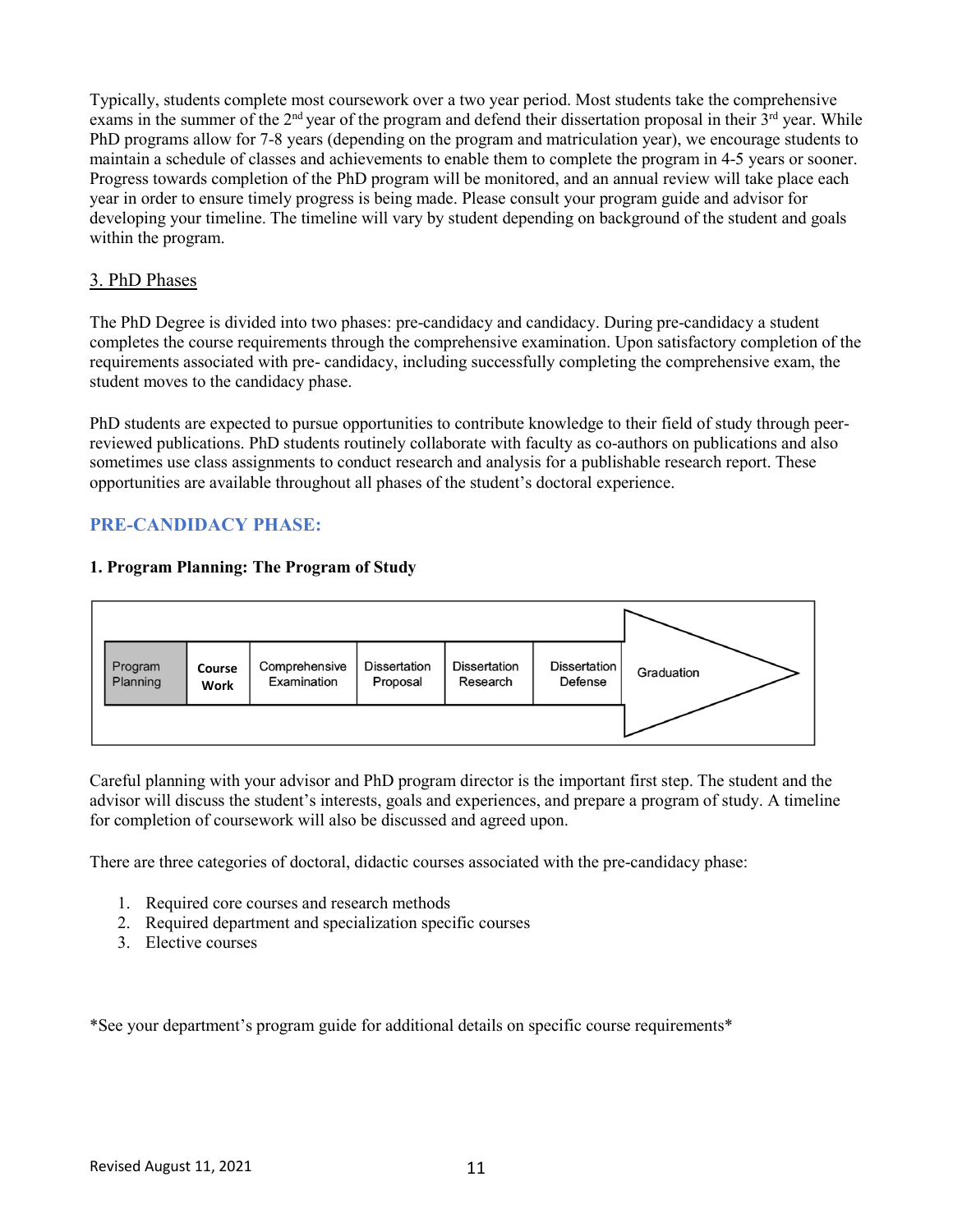Typically, students complete most coursework over a two year period. Most students take the comprehensive exams in the summer of the 2nd year of the program and defend their dissertation proposal in their 3rd year. While PhD programs allow for 7-8 years (depending on the program and matriculation year), we encourage students to maintain a schedule of classes and achievements to enable them to complete the program in 4-5 years or sooner. Progress towards completion of the PhD program will be monitored, and an annual review will take place each year in order to ensure timely progress is being made. Please consult your program guide and advisor for developing your timeline. The timeline will vary by student depending on background of the student and goals within the program.

## 3. PhD Phases

The PhD Degree is divided into two phases: pre-candidacy and candidacy. During pre-candidacy a student completes the course requirements through the comprehensive examination. Upon satisfactory completion of the requirements associated with pre- candidacy, including successfully completing the comprehensive exam, the student moves to the candidacy phase.

PhD students are expected to pursue opportunities to contribute knowledge to their field of study through peer-reviewed publications. PhD students routinely collaborate with faculty as co-authors on publications and also sometimes use class assignments to conduct research and analysis for a publishable research report. These opportunities are available throughout all phases of the student's doctoral experience.

## PRE-CANDIDACY PHASE:

### 1. Program Planning: The Program of Study

| Program Planning | **Course Work** | Comprehensive Examination | Dissertation Proposal | Dissertation Research | Dissertation Defense | Graduation |
|---|---|---|---|---|---|---|

Careful planning with your advisor and PhD program director is the important first step. The student and the advisor will discuss the student's interests, goals and experiences, and prepare a program of study. A timeline for completion of coursework will also be discussed and agreed upon.

There are three categories of doctoral, didactic courses associated with the pre-candidacy phase:

1. Required core courses and research methods
2. Required department and specialization specific courses
3. Elective courses

*See your department's program guide for additional details on specific course requirements*

Revised August 11, 2021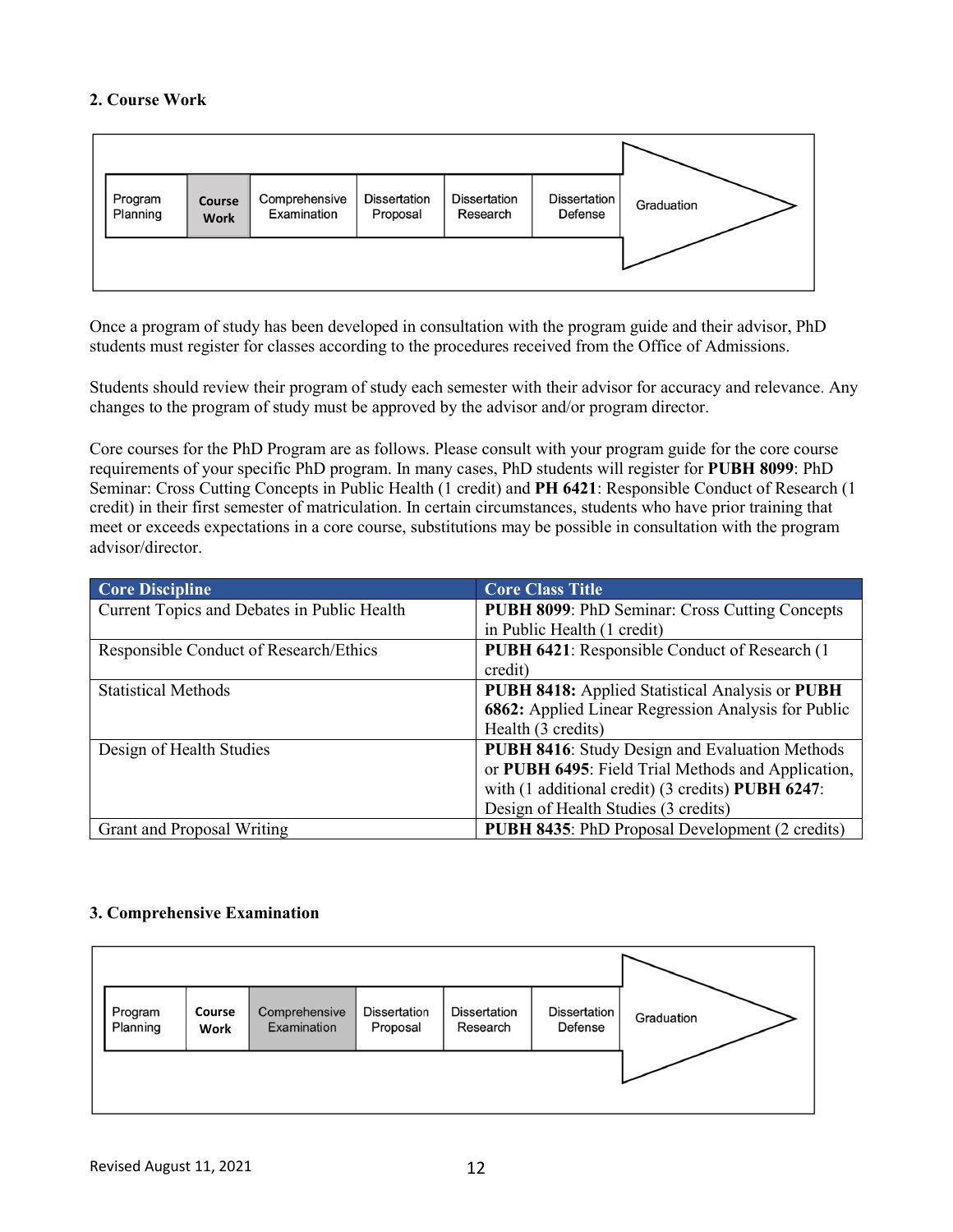**2. Course Work**

| Program Planning | **Course Work** | Comprehensive Examination | Dissertation Proposal | Dissertation Research | Dissertation Defense | Graduation |
|---|---|---|---|---|---|---|

Once a program of study has been developed in consultation with the program guide and their advisor, PhD students must register for classes according to the procedures received from the Office of Admissions.

Students should review their program of study each semester with their advisor for accuracy and relevance. Any changes to the program of study must be approved by the advisor and/or program director.

Core courses for the PhD Program are as follows. Please consult with your program guide for the core course requirements of your specific PhD program. In many cases, PhD students will register for **PUBH 8099**: PhD Seminar: Cross Cutting Concepts in Public Health (1 credit) and **PH 6421**: Responsible Conduct of Research (1 credit) in their first semester of matriculation. In certain circumstances, students who have prior training that meet or exceeds expectations in a core course, substitutions may be possible in consultation with the program advisor/director.

| Core Discipline | Core Class Title |
|---|---|
| Current Topics and Debates in Public Health | **PUBH 8099**: PhD Seminar: Cross Cutting Concepts in Public Health (1 credit) |
| Responsible Conduct of Research/Ethics | **PUBH 6421**: Responsible Conduct of Research (1 credit) |
| Statistical Methods | **PUBH 8418:** Applied Statistical Analysis or **PUBH 6862:** Applied Linear Regression Analysis for Public Health (3 credits) |
| Design of Health Studies | **PUBH 8416**: Study Design and Evaluation Methods or **PUBH 6495**: Field Trial Methods and Application, with (1 additional credit) (3 credits) **PUBH 6247**: Design of Health Studies (3 credits) |
| Grant and Proposal Writing | **PUBH 8435**: PhD Proposal Development (2 credits) |

**3. Comprehensive Examination**

| Program Planning | Course Work | **Comprehensive Examination** | Dissertation Proposal | Dissertation Research | Dissertation Defense | Graduation |
|---|---|---|---|---|---|---|

Revised August 11, 2021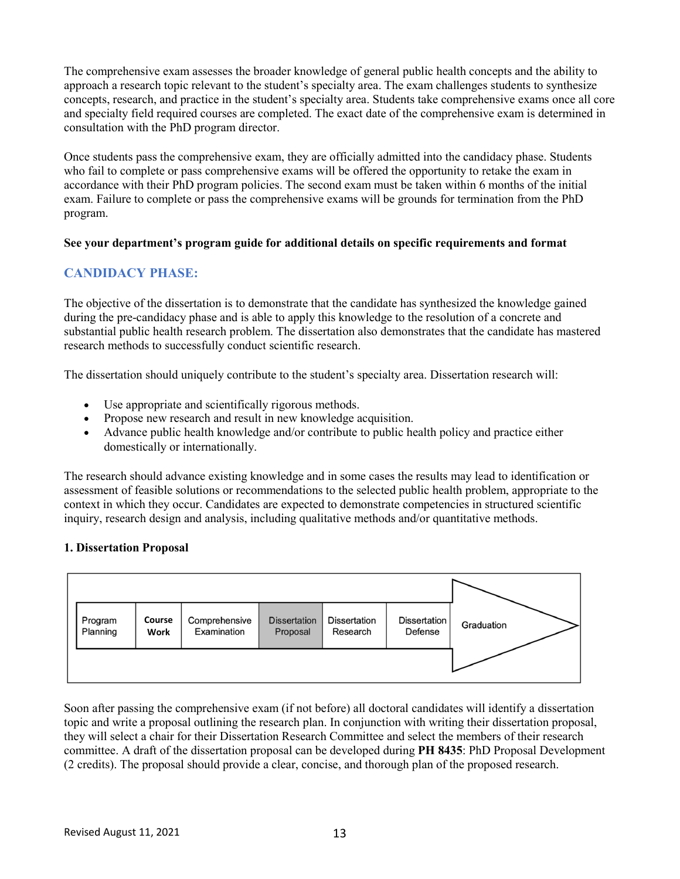The comprehensive exam assesses the broader knowledge of general public health concepts and the ability to approach a research topic relevant to the student's specialty area. The exam challenges students to synthesize concepts, research, and practice in the student's specialty area. Students take comprehensive exams once all core and specialty field required courses are completed. The exact date of the comprehensive exam is determined in consultation with the PhD program director.

Once students pass the comprehensive exam, they are officially admitted into the candidacy phase. Students who fail to complete or pass comprehensive exams will be offered the opportunity to retake the exam in accordance with their PhD program policies. The second exam must be taken within 6 months of the initial exam. Failure to complete or pass the comprehensive exams will be grounds for termination from the PhD program.

**See your department's program guide for additional details on specific requirements and format**

## CANDIDACY PHASE:

The objective of the dissertation is to demonstrate that the candidate has synthesized the knowledge gained during the pre-candidacy phase and is able to apply this knowledge to the resolution of a concrete and substantial public health research problem. The dissertation also demonstrates that the candidate has mastered research methods to successfully conduct scientific research.

The dissertation should uniquely contribute to the student's specialty area. Dissertation research will:

- Use appropriate and scientifically rigorous methods.
- Propose new research and result in new knowledge acquisition.
- Advance public health knowledge and/or contribute to public health policy and practice either domestically or internationally.

The research should advance existing knowledge and in some cases the results may lead to identification or assessment of feasible solutions or recommendations to the selected public health problem, appropriate to the context in which they occur. Candidates are expected to demonstrate competencies in structured scientific inquiry, research design and analysis, including qualitative methods and/or quantitative methods.

### 1. Dissertation Proposal

| Program Planning | Course Work | Comprehensive Examination | Dissertation Proposal | Dissertation Research | Dissertation Defense | Graduation |
|---|---|---|---|---|---|---|

Soon after passing the comprehensive exam (if not before) all doctoral candidates will identify a dissertation topic and write a proposal outlining the research plan. In conjunction with writing their dissertation proposal, they will select a chair for their Dissertation Research Committee and select the members of their research committee. A draft of the dissertation proposal can be developed during **PH 8435**: PhD Proposal Development (2 credits). The proposal should provide a clear, concise, and thorough plan of the proposed research.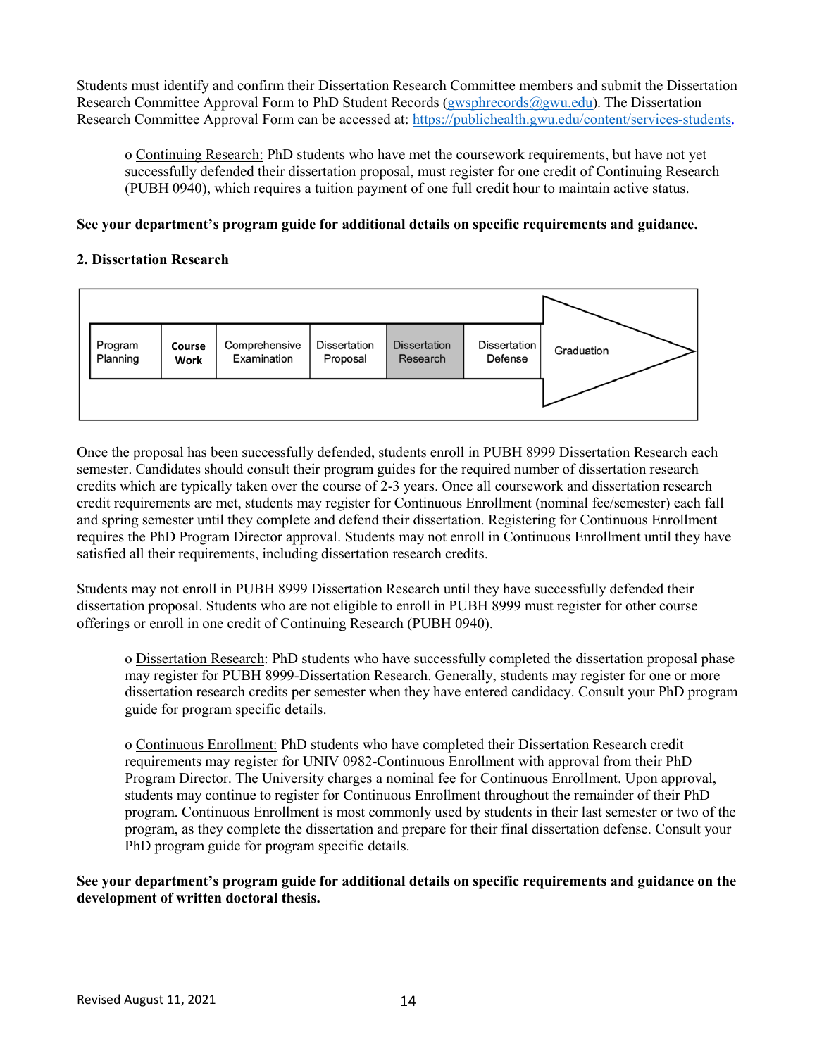Students must identify and confirm their Dissertation Research Committee members and submit the Dissertation Research Committee Approval Form to PhD Student Records (gwsphrecords@gwu.edu). The Dissertation Research Committee Approval Form can be accessed at: https://publichealth.gwu.edu/content/services-students.

o Continuing Research: PhD students who have met the coursework requirements, but have not yet successfully defended their dissertation proposal, must register for one credit of Continuing Research (PUBH 0940), which requires a tuition payment of one full credit hour to maintain active status.

**See your department's program guide for additional details on specific requirements and guidance.**

**2. Dissertation Research**

| Program Planning | Course Work | Comprehensive Examination | Dissertation Proposal | Dissertation Research | Dissertation Defense | Graduation |
|---|---|---|---|---|---|---|

Once the proposal has been successfully defended, students enroll in PUBH 8999 Dissertation Research each semester. Candidates should consult their program guides for the required number of dissertation research credits which are typically taken over the course of 2-3 years. Once all coursework and dissertation research credit requirements are met, students may register for Continuous Enrollment (nominal fee/semester) each fall and spring semester until they complete and defend their dissertation. Registering for Continuous Enrollment requires the PhD Program Director approval. Students may not enroll in Continuous Enrollment until they have satisfied all their requirements, including dissertation research credits.

Students may not enroll in PUBH 8999 Dissertation Research until they have successfully defended their dissertation proposal. Students who are not eligible to enroll in PUBH 8999 must register for other course offerings or enroll in one credit of Continuing Research (PUBH 0940).

o Dissertation Research: PhD students who have successfully completed the dissertation proposal phase may register for PUBH 8999-Dissertation Research. Generally, students may register for one or more dissertation research credits per semester when they have entered candidacy. Consult your PhD program guide for program specific details.

o Continuous Enrollment: PhD students who have completed their Dissertation Research credit requirements may register for UNIV 0982-Continuous Enrollment with approval from their PhD Program Director. The University charges a nominal fee for Continuous Enrollment. Upon approval, students may continue to register for Continuous Enrollment throughout the remainder of their PhD program. Continuous Enrollment is most commonly used by students in their last semester or two of the program, as they complete the dissertation and prepare for their final dissertation defense. Consult your PhD program guide for program specific details.

**See your department's program guide for additional details on specific requirements and guidance on the development of written doctoral thesis.**

Revised August 11, 2021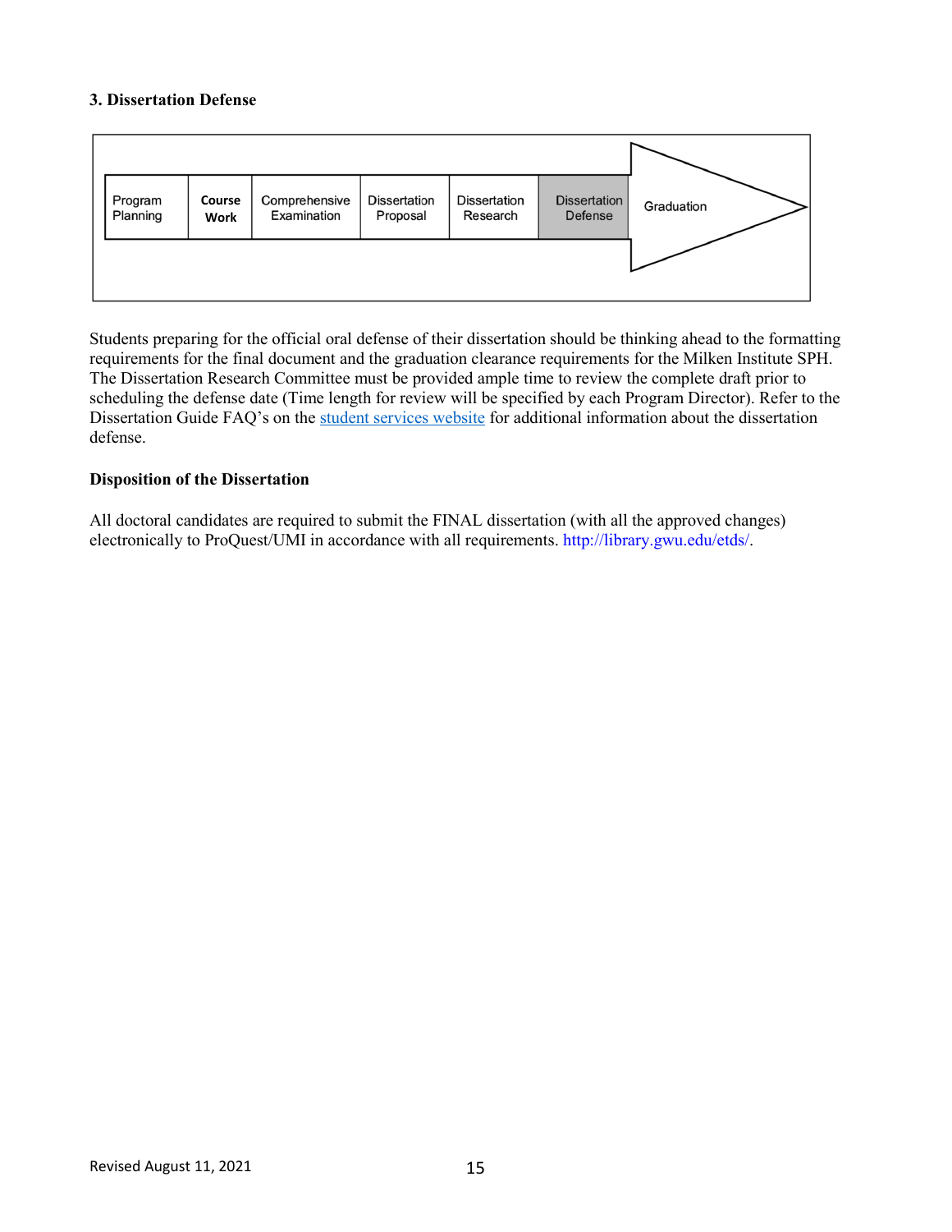### 3. Dissertation Defense

| Program Planning | Course Work | Comprehensive Examination | Dissertation Proposal | Dissertation Research | Dissertation Defense | Graduation |
|---|---|---|---|---|---|---|

Students preparing for the official oral defense of their dissertation should be thinking ahead to the formatting requirements for the final document and the graduation clearance requirements for the Milken Institute SPH. The Dissertation Research Committee must be provided ample time to review the complete draft prior to scheduling the defense date (Time length for review will be specified by each Program Director). Refer to the Dissertation Guide FAQ's on the student services website for additional information about the dissertation defense.

**Disposition of the Dissertation**

All doctoral candidates are required to submit the FINAL dissertation (with all the approved changes) electronically to ProQuest/UMI in accordance with all requirements. http://library.gwu.edu/etds/.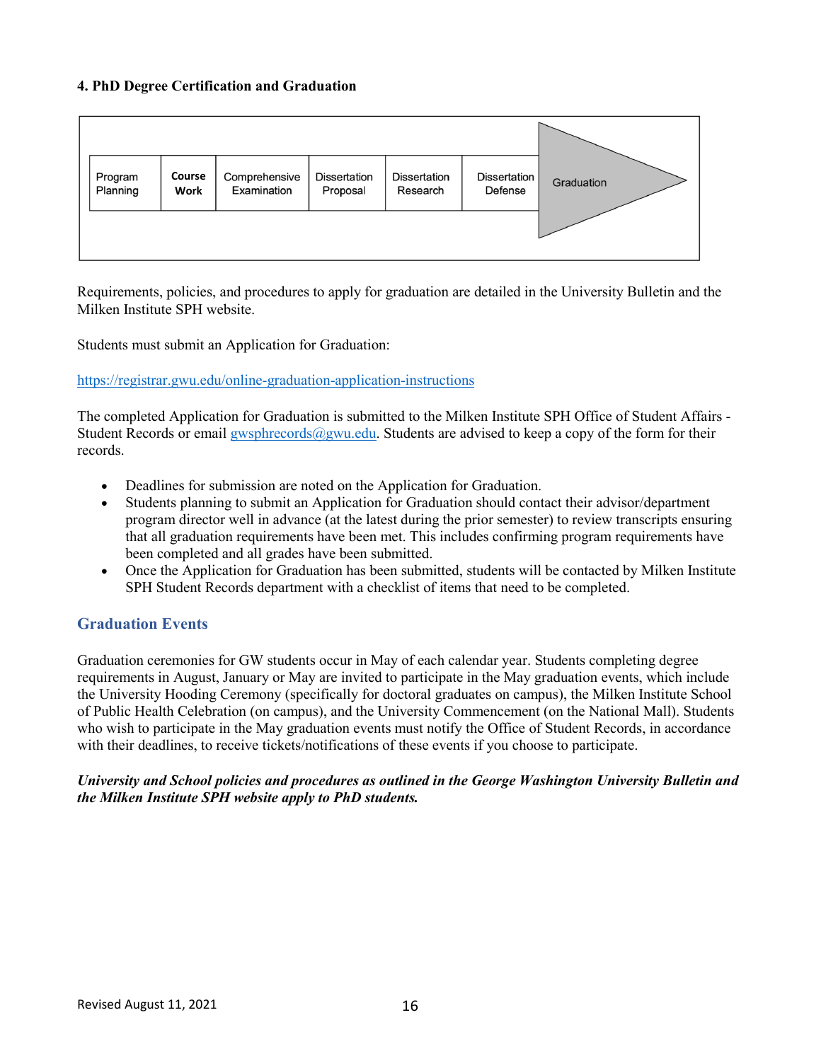**4. PhD Degree Certification and Graduation**

Program Planning

Course Work

Comprehensive Examination

Dissertation Proposal

Dissertation Research

Dissertation Defense

Graduation

Requirements, policies, and procedures to apply for graduation are detailed in the University Bulletin and the Milken Institute SPH website.

Students must submit an Application for Graduation:

https://registrar.gwu.edu/online-graduation-application-instructions

The completed Application for Graduation is submitted to the Milken Institute SPH Office of Student Affairs - Student Records or email gwsphrecords@gwu.edu. Students are advised to keep a copy of the form for their records.

- Deadlines for submission are noted on the Application for Graduation.
- Students planning to submit an Application for Graduation should contact their advisor/department program director well in advance (at the latest during the prior semester) to review transcripts ensuring that all graduation requirements have been met. This includes confirming program requirements have been completed and all grades have been submitted.
- Once the Application for Graduation has been submitted, students will be contacted by Milken Institute SPH Student Records department with a checklist of items that need to be completed.

## Graduation Events

Graduation ceremonies for GW students occur in May of each calendar year. Students completing degree requirements in August, January or May are invited to participate in the May graduation events, which include the University Hooding Ceremony (specifically for doctoral graduates on campus), the Milken Institute School of Public Health Celebration (on campus), and the University Commencement (on the National Mall). Students who wish to participate in the May graduation events must notify the Office of Student Records, in accordance with their deadlines, to receive tickets/notifications of these events if you choose to participate.

***University and School policies and procedures as outlined in the George Washington University Bulletin and the Milken Institute SPH website apply to PhD students.***

Revised August 11, 2021